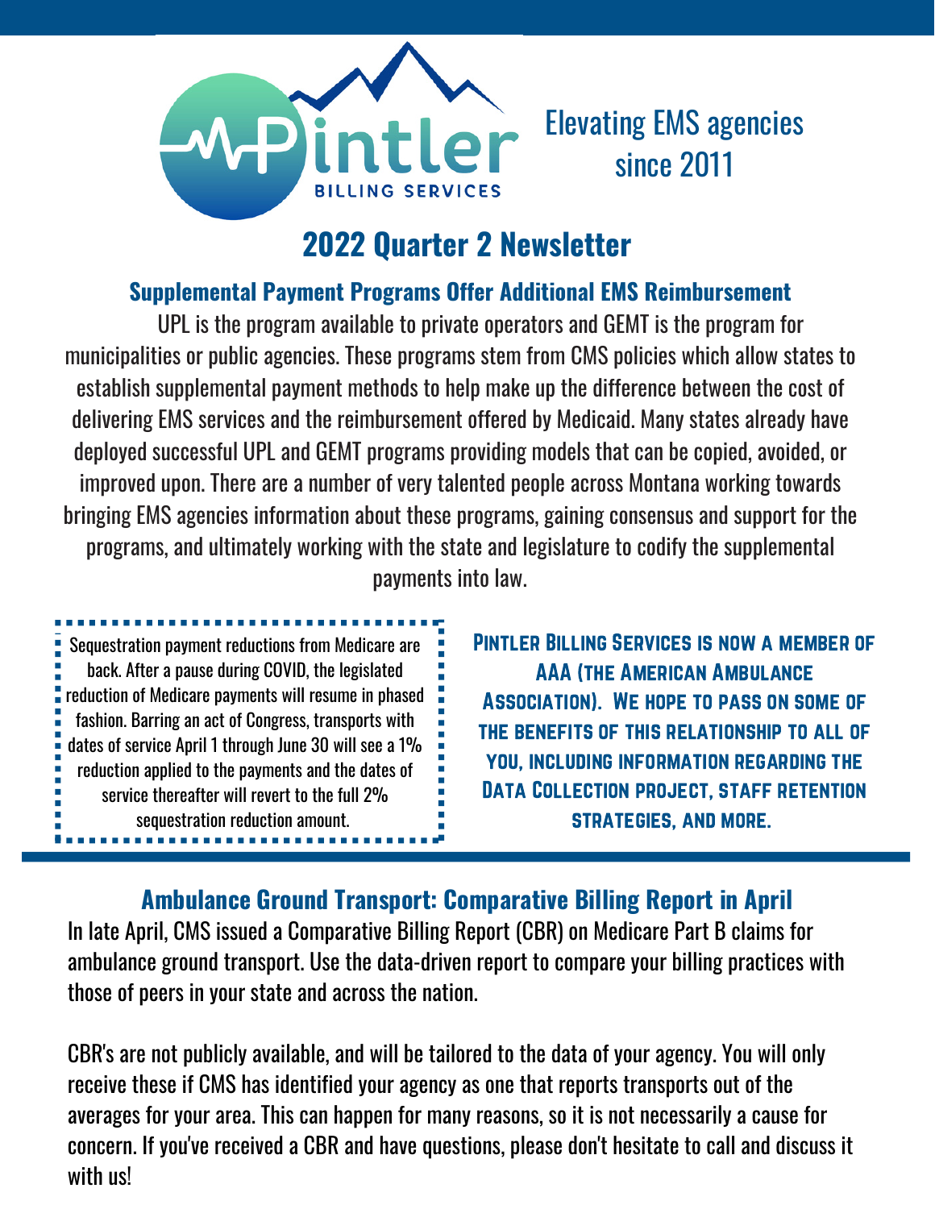Pintler

BILLING SERVICES

Elevating EMS agencies since 2011

# 2022 Quarter 2 Newsletter

## Supplemental Payment Programs Offer Additional EMS Reimbursement

UPL is the program available to private operators and GEMT is the program for municipalities or public agencies. These programs stem from CMS policies which allow states to establish supplemental payment methods to help make up the difference between the cost of delivering EMS services and the reimbursement offered by Medicaid. Many states already have deployed successful UPL and GEMT programs providing models that can be copied, avoided, or improved upon. There are a number of very talented people across Montana working towards bringing EMS agencies information about these programs, gaining consensus and support for the programs, and ultimately working with the state and legislature to codify the supplemental payments into law.

Sequestration payment reductions from Medicare are back. After a pause during COVID, the legislated reduction of Medicare payments will resume in phased fashion. Barring an act of Congress, transports with dates of service April 1 through June 30 will see a 1% reduction applied to the payments and the dates of service thereafter will revert to the full 2% sequestration reduction amount.

**Pintler Billing Services is now a member of AAA (the American Ambulance Association). We hope to pass on some of the benefits of this relationship to all of you, including information regarding the Data Collection project, staff retention strategies, and more.**

## Ambulance Ground Transport: Comparative Billing Report in April

In late April, CMS issued a Comparative Billing Report (CBR) on Medicare Part B claims for ambulance ground transport. Use the data-driven report to compare your billing practices with those of peers in your state and across the nation.

CBR's are not publicly available, and will be tailored to the data of your agency. You will only receive these if CMS has identified your agency as one that reports transports out of the averages for your area. This can happen for many reasons, so it is not necessarily a cause for concern. If you've received a CBR and have questions, please don't hesitate to call and discuss it with us!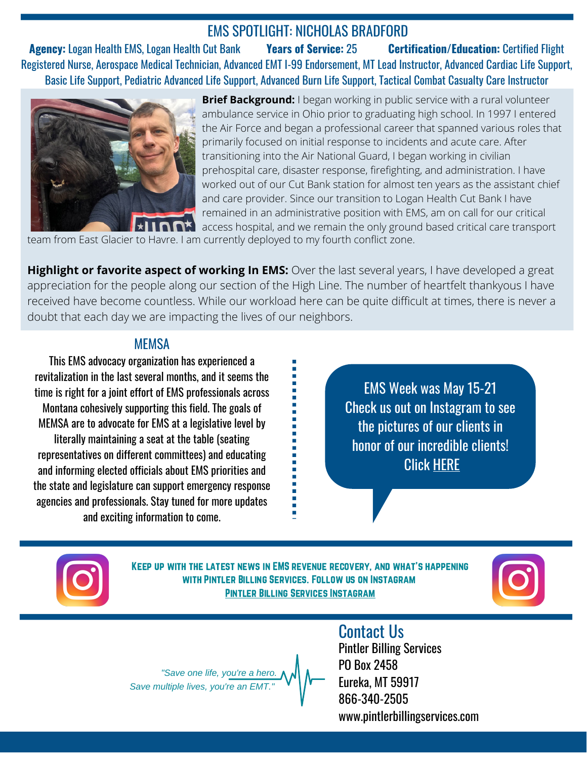## EMS SPOTLIGHT: NICHOLAS BRADFORD

**Agency:** Logan Health EMS, Logan Health Cut Bank **Years of Service:** 25 **Certification/Education:** Certified Flight Registered Nurse, Aerospace Medical Technician, Advanced EMT I-99 Endorsement, MT Lead Instructor, Advanced Cardiac Life Support, Basic Life Support, Pediatric Advanced Life Support, Advanced Burn Life Support, Tactical Combat Casualty Care Instructor

**Brief Background:** I began working in public service with a rural volunteer ambulance service in Ohio prior to graduating high school. In 1997 I entered the Air Force and began a professional career that spanned various roles that primarily focused on initial response to incidents and acute care. After transitioning into the Air National Guard, I began working in civilian prehospital care, disaster response, firefighting, and administration. I have worked out of our Cut Bank station for almost ten years as the assistant chief and care provider. Since our transition to Logan Health Cut Bank I have remained in an administrative position with EMS, am on call for our critical access hospital, and we remain the only ground based critical care transport team from East Glacier to Havre. I am currently deployed to my fourth conflict zone.

**Highlight or favorite aspect of working In EMS:** Over the last several years, I have developed a great appreciation for the people along our section of the High Line. The number of heartfelt thankyous I have received have become countless. While our workload here can be quite difficult at times, there is never a doubt that each day we are impacting the lives of our neighbors.

## MEMSA

This EMS advocacy organization has experienced a revitalization in the last several months, and it seems the time is right for a joint effort of EMS professionals across Montana cohesively supporting this field. The goals of MEMSA are to advocate for EMS at a legislative level by literally maintaining a seat at the table (seating representatives on different committees) and educating and informing elected officials about EMS priorities and the state and legislature can support emergency response agencies and professionals. Stay tuned for more updates and exciting information to come.

EMS Week was May 15-21
Check us out on Instagram to see the pictures of our clients in honor of our incredible clients!
Click HERE

KEEP UP WITH THE LATEST NEWS IN EMS REVENUE RECOVERY, AND WHAT'S HAPPENING WITH PINTLER BILLING SERVICES. FOLLOW US ON INSTAGRAM
PINTLER BILLING SERVICES INSTAGRAM

*"Save one life, you're a hero. Save multiple lives, you're an EMT."*

## Contact Us

Pintler Billing Services
PO Box 2458
Eureka, MT 59917
866-340-2505
www.pintlerbillingservices.com